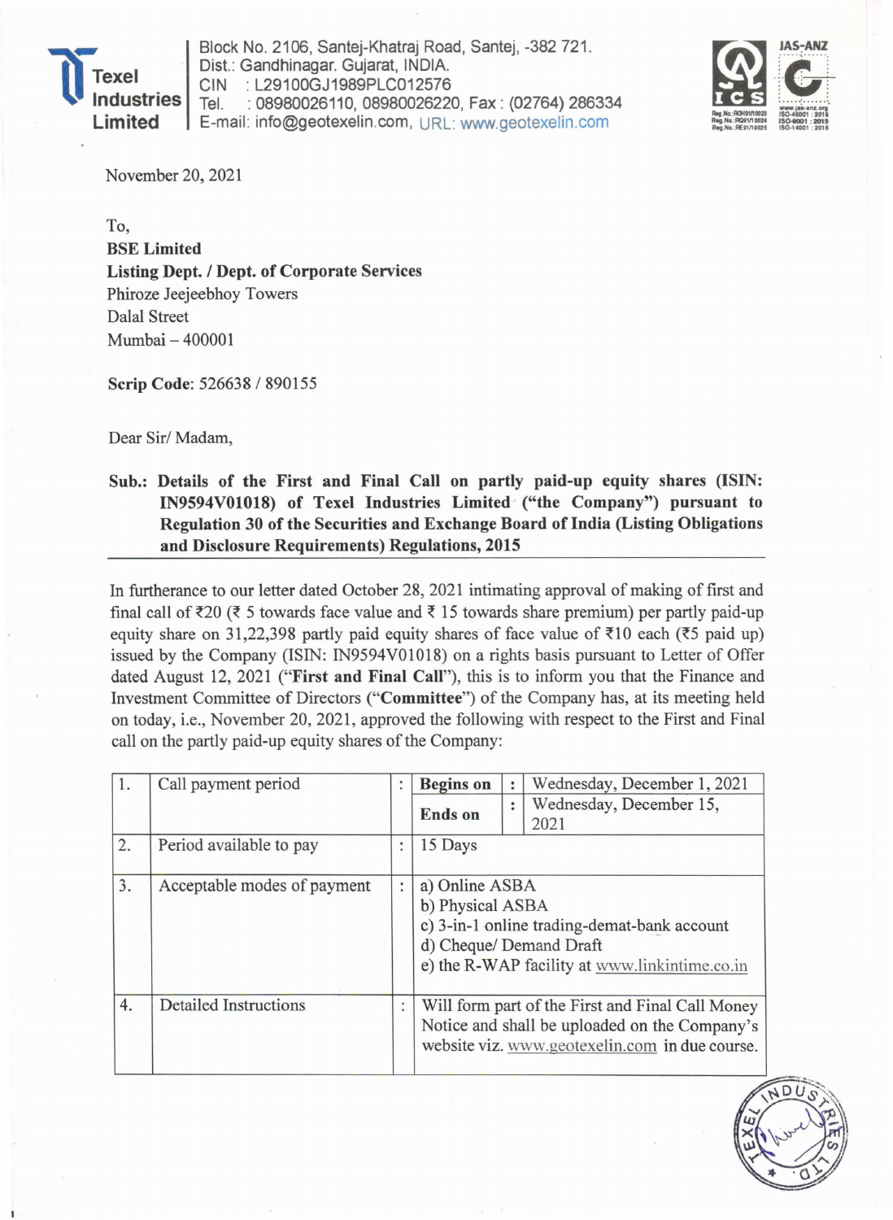**Texel Industries Limited**

Block No. 2106, Santej-Khatraj Road, Santej, -382 721.
Dist.: Gandhinagar. Gujarat, INDIA.
CIN : L29100GJ1989PLC012576
Tel. : 08980026110, 08980026220, Fax : (02764) 286334
E-mail: info@geotexelin.com, URL: www.geotexelin.com

November 20, 2021

To,
**BSE Limited**
**Listing Dept. / Dept. of Corporate Services**
Phiroze Jeejeebhoy Towers
Dalal Street
Mumbai – 400001

**Scrip Code**: 526638 / 890155

Dear Sir/ Madam,

**Sub.: Details of the First and Final Call on partly paid-up equity shares (ISIN: IN9594V01018) of Texel Industries Limited ("the Company") pursuant to Regulation 30 of the Securities and Exchange Board of India (Listing Obligations and Disclosure Requirements) Regulations, 2015**

In furtherance to our letter dated October 28, 2021 intimating approval of making of first and final call of ₹20 (₹ 5 towards face value and ₹ 15 towards share premium) per partly paid-up equity share on 31,22,398 partly paid equity shares of face value of ₹10 each (₹5 paid up) issued by the Company (ISIN: IN9594V01018) on a rights basis pursuant to Letter of Offer dated August 12, 2021 ("**First and Final Call**"), this is to inform you that the Finance and Investment Committee of Directors ("**Committee**") of the Company has, at its meeting held on today, i.e., November 20, 2021, approved the following with respect to the First and Final call on the partly paid-up equity shares of the Company:

| | | | | | |
|---|---|---|---|---|---|
| 1. | Call payment period | : | **Begins on** | : | Wednesday, December 1, 2021 |
| | | | **Ends on** | : | Wednesday, December 15, 2021 |
| 2. | Period available to pay | : | 15 Days | | |
| 3. | Acceptable modes of payment | : | a) Online ASBA<br>b) Physical ASBA<br>c) 3-in-1 online trading-demat-bank account<br>d) Cheque/ Demand Draft<br>e) the R-WAP facility at www.linkintime.co.in | | |
| 4. | Detailed Instructions | : | Will form part of the First and Final Call Money Notice and shall be uploaded on the Company's website viz. www.geotexelin.com in due course. | | |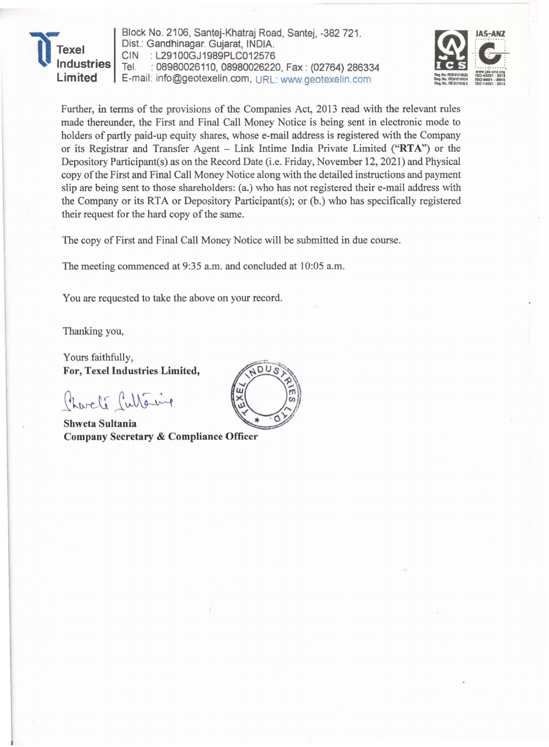Further, in terms of the provisions of the Companies Act, 2013 read with the relevant rules made thereunder, the First and Final Call Money Notice is being sent in electronic mode to holders of partly paid-up equity shares, whose e-mail address is registered with the Company or its Registrar and Transfer Agent – Link Intime India Private Limited (**"RTA"**) or the Depository Participant(s) as on the Record Date (i.e. Friday, November 12, 2021) and Physical copy of the First and Final Call Money Notice along with the detailed instructions and payment slip are being sent to those shareholders: (a.) who has not registered their e-mail address with the Company or its RTA or Depository Participant(s); or (b.) who has specifically registered their request for the hard copy of the same.

The copy of First and Final Call Money Notice will be submitted in due course.

The meeting commenced at 9:35 a.m. and concluded at 10:05 a.m.

You are requested to take the above on your record.

Thanking you,

Yours faithfully,
**For, Texel Industries Limited,**

**Shweta Sultania**
**Company Secretary & Compliance Officer**